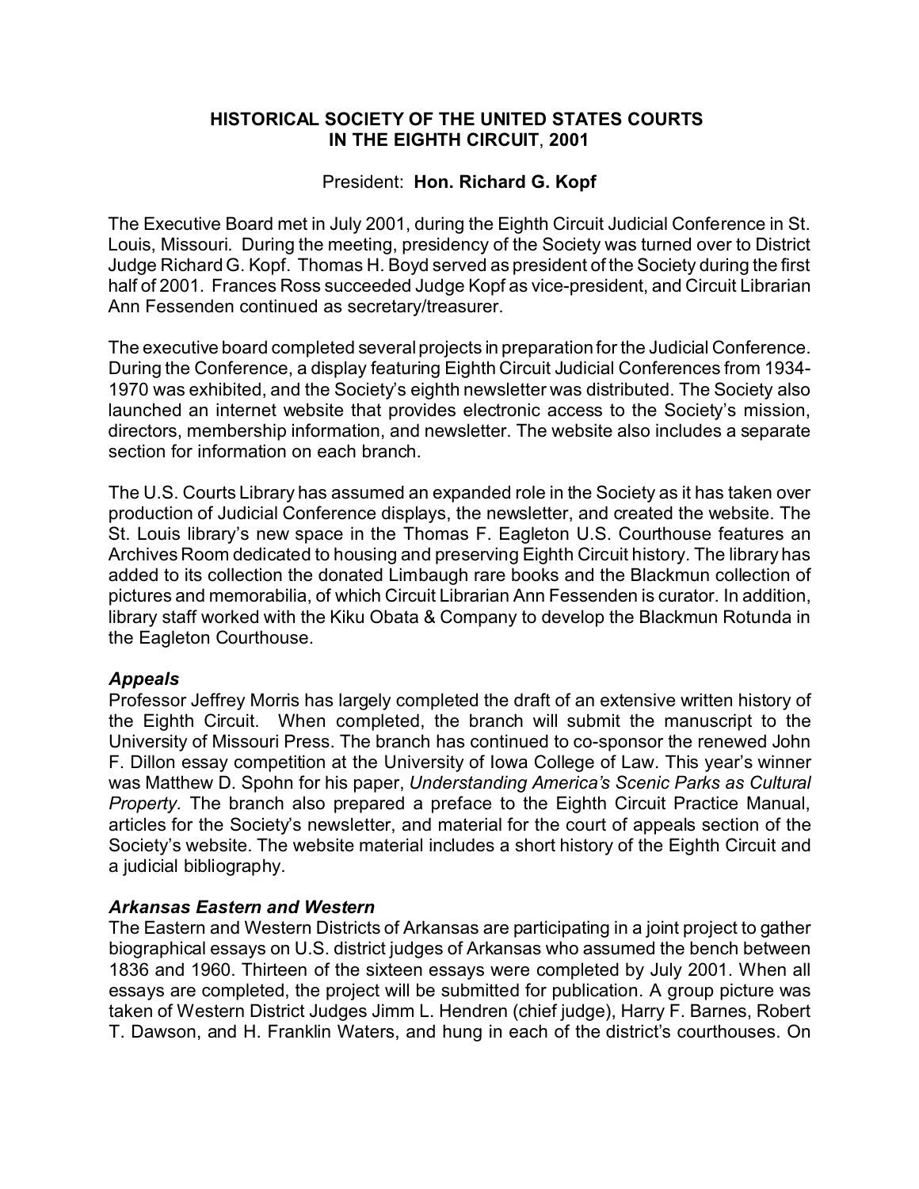**HISTORICAL SOCIETY OF THE UNITED STATES COURTS IN THE EIGHTH CIRCUIT**, **2001**

President: **Hon. Richard G. Kopf**

The Executive Board met in July 2001, during the Eighth Circuit Judicial Conference in St. Louis, Missouri. During the meeting, presidency of the Society was turned over to District Judge Richard G. Kopf. Thomas H. Boyd served as president of the Society during the first half of 2001. Frances Ross succeeded Judge Kopf as vice-president, and Circuit Librarian Ann Fessenden continued as secretary/treasurer.

The executive board completed several projects in preparation for the Judicial Conference. During the Conference, a display featuring Eighth Circuit Judicial Conferences from 1934-1970 was exhibited, and the Society's eighth newsletter was distributed. The Society also launched an internet website that provides electronic access to the Society's mission, directors, membership information, and newsletter. The website also includes a separate section for information on each branch.

The U.S. Courts Library has assumed an expanded role in the Society as it has taken over production of Judicial Conference displays, the newsletter, and created the website. The St. Louis library's new space in the Thomas F. Eagleton U.S. Courthouse features an Archives Room dedicated to housing and preserving Eighth Circuit history. The library has added to its collection the donated Limbaugh rare books and the Blackmun collection of pictures and memorabilia, of which Circuit Librarian Ann Fessenden is curator. In addition, library staff worked with the Kiku Obata & Company to develop the Blackmun Rotunda in the Eagleton Courthouse.

***Appeals***

Professor Jeffrey Morris has largely completed the draft of an extensive written history of the Eighth Circuit. When completed, the branch will submit the manuscript to the University of Missouri Press. The branch has continued to co-sponsor the renewed John F. Dillon essay competition at the University of Iowa College of Law. This year's winner was Matthew D. Spohn for his paper, *Understanding America's Scenic Parks as Cultural Property.* The branch also prepared a preface to the Eighth Circuit Practice Manual, articles for the Society's newsletter, and material for the court of appeals section of the Society's website. The website material includes a short history of the Eighth Circuit and a judicial bibliography.

***Arkansas Eastern and Western***

The Eastern and Western Districts of Arkansas are participating in a joint project to gather biographical essays on U.S. district judges of Arkansas who assumed the bench between 1836 and 1960. Thirteen of the sixteen essays were completed by July 2001. When all essays are completed, the project will be submitted for publication. A group picture was taken of Western District Judges Jimm L. Hendren (chief judge), Harry F. Barnes, Robert T. Dawson, and H. Franklin Waters, and hung in each of the district's courthouses. On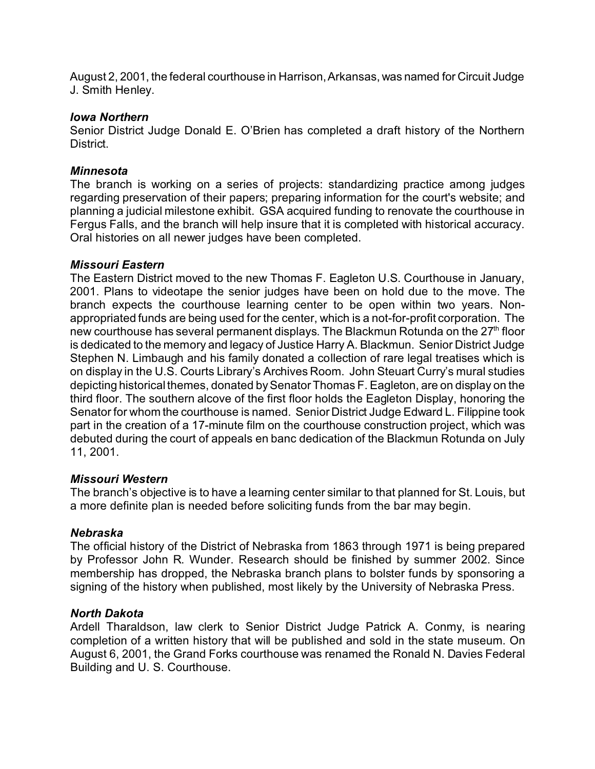August 2, 2001, the federal courthouse in Harrison, Arkansas, was named for Circuit Judge J. Smith Henley.

***Iowa Northern***

Senior District Judge Donald E. O'Brien has completed a draft history of the Northern District.

***Minnesota***

The branch is working on a series of projects: standardizing practice among judges regarding preservation of their papers; preparing information for the court's website; and planning a judicial milestone exhibit. GSA acquired funding to renovate the courthouse in Fergus Falls, and the branch will help insure that it is completed with historical accuracy. Oral histories on all newer judges have been completed.

***Missouri Eastern***

The Eastern District moved to the new Thomas F. Eagleton U.S. Courthouse in January, 2001. Plans to videotape the senior judges have been on hold due to the move. The branch expects the courthouse learning center to be open within two years. Non-appropriated funds are being used for the center, which is a not-for-profit corporation. The new courthouse has several permanent displays. The Blackmun Rotunda on the 27th floor is dedicated to the memory and legacy of Justice Harry A. Blackmun. Senior District Judge Stephen N. Limbaugh and his family donated a collection of rare legal treatises which is on display in the U.S. Courts Library's Archives Room. John Steuart Curry's mural studies depicting historical themes, donated by Senator Thomas F. Eagleton, are on display on the third floor. The southern alcove of the first floor holds the Eagleton Display, honoring the Senator for whom the courthouse is named. Senior District Judge Edward L. Filippine took part in the creation of a 17-minute film on the courthouse construction project, which was debuted during the court of appeals en banc dedication of the Blackmun Rotunda on July 11, 2001.

***Missouri Western***

The branch's objective is to have a learning center similar to that planned for St. Louis, but a more definite plan is needed before soliciting funds from the bar may begin.

***Nebraska***

The official history of the District of Nebraska from 1863 through 1971 is being prepared by Professor John R. Wunder. Research should be finished by summer 2002. Since membership has dropped, the Nebraska branch plans to bolster funds by sponsoring a signing of the history when published, most likely by the University of Nebraska Press.

***North Dakota***

Ardell Tharaldson, law clerk to Senior District Judge Patrick A. Conmy, is nearing completion of a written history that will be published and sold in the state museum. On August 6, 2001, the Grand Forks courthouse was renamed the Ronald N. Davies Federal Building and U. S. Courthouse.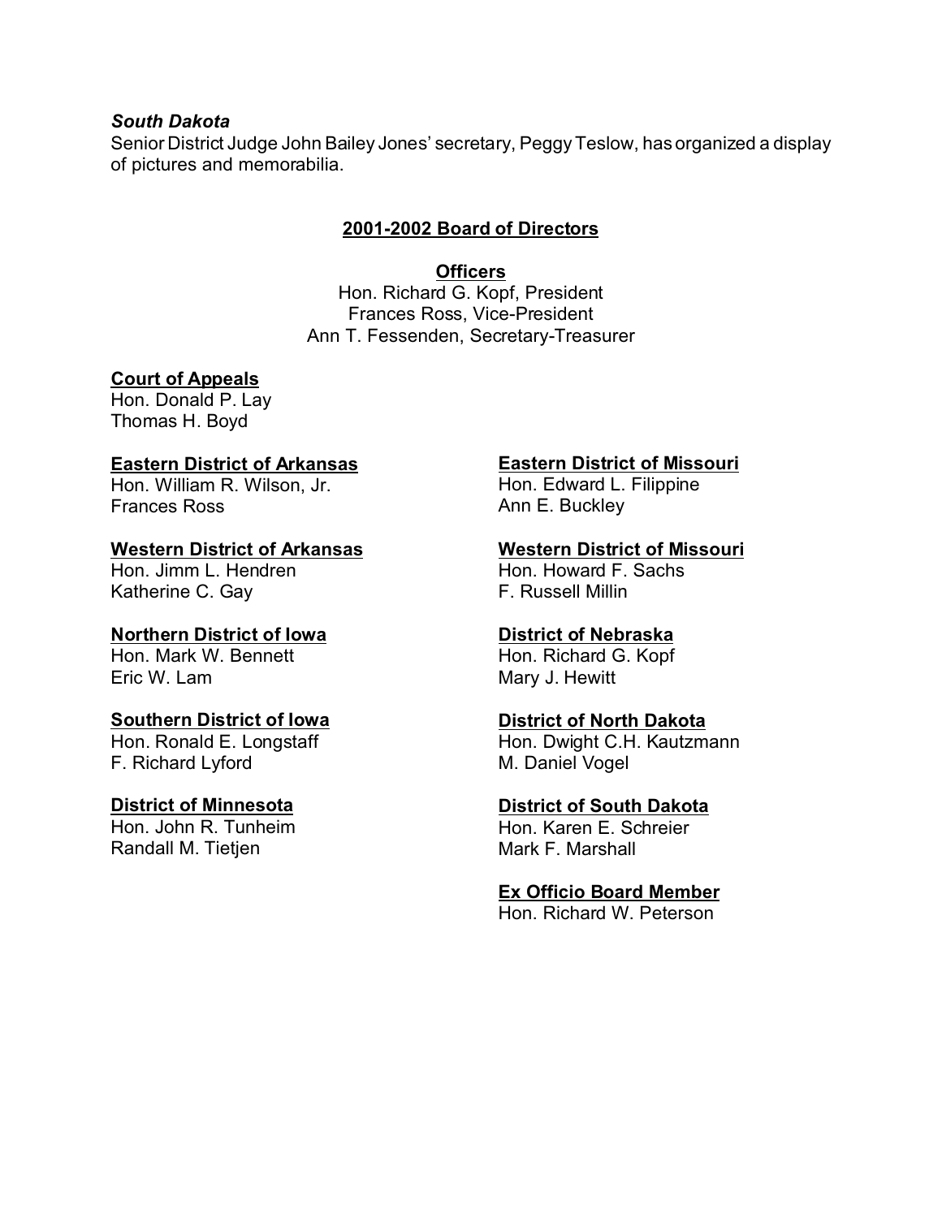***South Dakota***

Senior District Judge John Bailey Jones' secretary, Peggy Teslow, has organized a display of pictures and memorabilia.

## 2001-2002 Board of Directors

### Officers

Hon. Richard G. Kopf, President
Frances Ross, Vice-President
Ann T. Fessenden, Secretary-Treasurer

**Court of Appeals**

Hon. Donald P. Lay
Thomas H. Boyd

**Eastern District of Arkansas**

Hon. William R. Wilson, Jr.
Frances Ross

**Western District of Arkansas**

Hon. Jimm L. Hendren
Katherine C. Gay

**Northern District of Iowa**

Hon. Mark W. Bennett
Eric W. Lam

**Southern District of Iowa**

Hon. Ronald E. Longstaff
F. Richard Lyford

**District of Minnesota**

Hon. John R. Tunheim
Randall M. Tietjen

**Eastern District of Missouri**

Hon. Edward L. Filippine
Ann E. Buckley

**Western District of Missouri**

Hon. Howard F. Sachs
F. Russell Millin

**District of Nebraska**

Hon. Richard G. Kopf
Mary J. Hewitt

**District of North Dakota**

Hon. Dwight C.H. Kautzmann
M. Daniel Vogel

**District of South Dakota**

Hon. Karen E. Schreier
Mark F. Marshall

**Ex Officio Board Member**

Hon. Richard W. Peterson